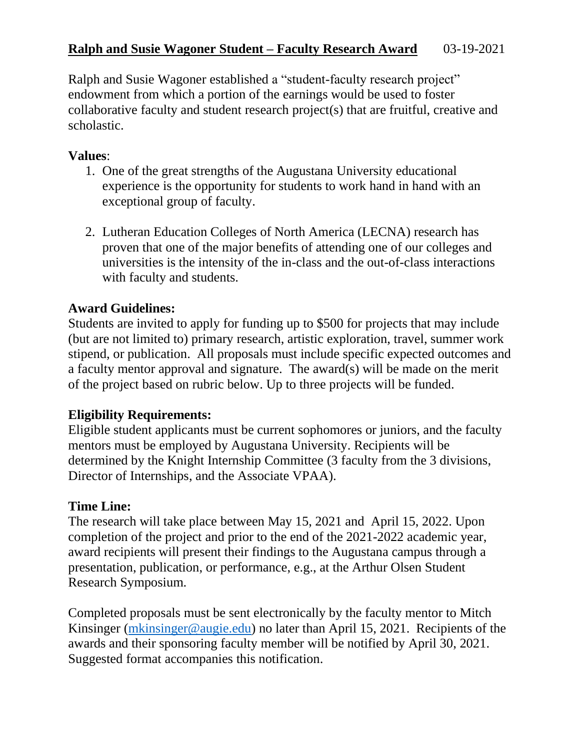**Ralph and Susie Wagoner Student – Faculty Research Award** 03-19-2021

Ralph and Susie Wagoner established a "student-faculty research project" endowment from which a portion of the earnings would be used to foster collaborative faculty and student research project(s) that are fruitful, creative and scholastic.

**Values**:

1. One of the great strengths of the Augustana University educational experience is the opportunity for students to work hand in hand with an exceptional group of faculty.

2. Lutheran Education Colleges of North America (LECNA) research has proven that one of the major benefits of attending one of our colleges and universities is the intensity of the in-class and the out-of-class interactions with faculty and students.

**Award Guidelines:**

Students are invited to apply for funding up to $500 for projects that may include (but are not limited to) primary research, artistic exploration, travel, summer work stipend, or publication. All proposals must include specific expected outcomes and a faculty mentor approval and signature. The award(s) will be made on the merit of the project based on rubric below. Up to three projects will be funded.

**Eligibility Requirements:**

Eligible student applicants must be current sophomores or juniors, and the faculty mentors must be employed by Augustana University. Recipients will be determined by the Knight Internship Committee (3 faculty from the 3 divisions, Director of Internships, and the Associate VPAA).

**Time Line:**

The research will take place between May 15, 2021 and April 15, 2022. Upon completion of the project and prior to the end of the 2021-2022 academic year, award recipients will present their findings to the Augustana campus through a presentation, publication, or performance, e.g., at the Arthur Olsen Student Research Symposium.

Completed proposals must be sent electronically by the faculty mentor to Mitch Kinsinger (mkinsinger@augie.edu) no later than April 15, 2021. Recipients of the awards and their sponsoring faculty member will be notified by April 30, 2021. Suggested format accompanies this notification.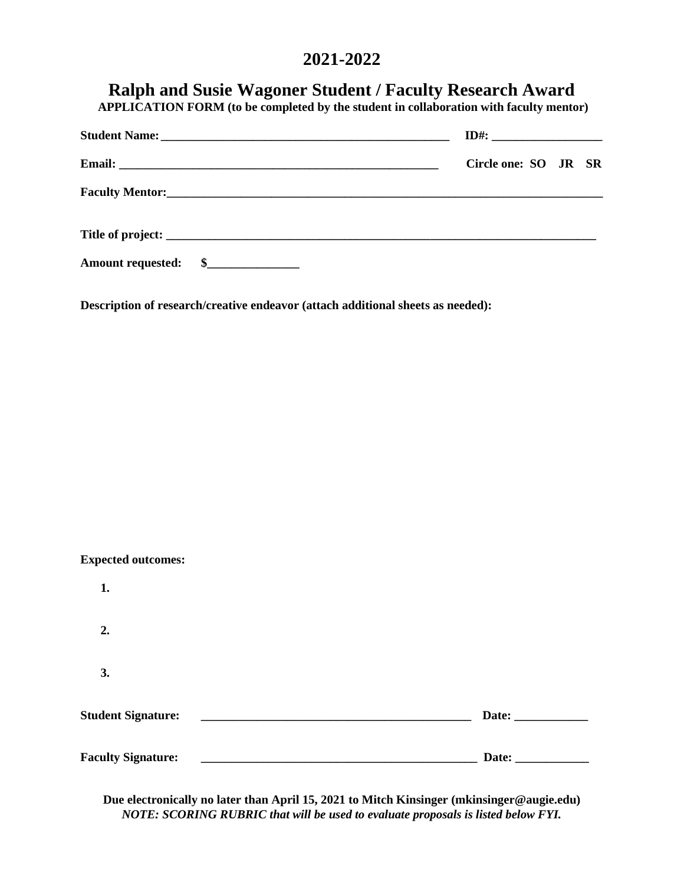# 2021-2022

## Ralph and Susie Wagoner Student / Faculty Research Award

**APPLICATION FORM (to be completed by the student in collaboration with faculty mentor)**

**Student Name:** _______________________________________________ **ID#:** __________________

**Email:** ____________________________________________________ **Circle one: SO JR SR**

**Faculty Mentor:** ___________________________________________________________________________

**Title of project:** __________________________________________________________________________

**Amount requested:** $_______________

**Description of research/creative endeavor (attach additional sheets as needed):**

**Expected outcomes:**

**1.**

**2.**

**3.**

**Student Signature:** ______________________________________________ **Date:** ____________

**Faculty Signature:** ______________________________________________ **Date:** ____________

**Due electronically no later than April 15, 2021 to Mitch Kinsinger (mkinsinger@augie.edu)**

***NOTE: SCORING RUBRIC that will be used to evaluate proposals is listed below FYI.***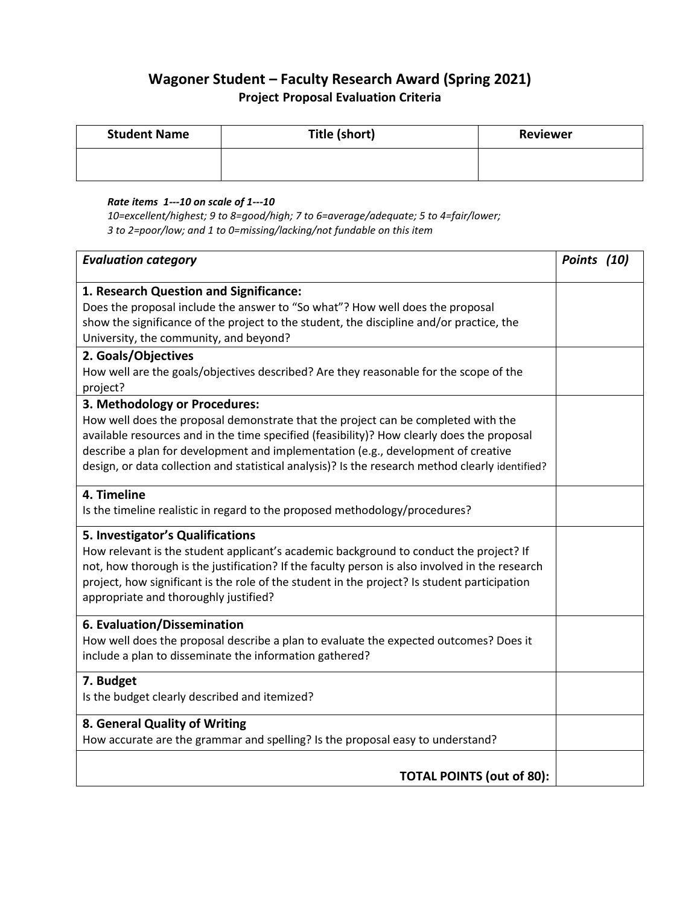## Wagoner Student – Faculty Research Award (Spring 2021)

### Project Proposal Evaluation Criteria

| Student Name | Title (short) | Reviewer |
|---|---|---|
| | | |

***Rate items 1---10 on scale of 1---10***

*10=excellent/highest; 9 to 8=good/high; 7 to 6=average/adequate; 5 to 4=fair/lower; 3 to 2=poor/low; and 1 to 0=missing/lacking/not fundable on this item*

| ***Evaluation category*** | ***Points (10)*** |
|---|---|
| **1. Research Question and Significance:** Does the proposal include the answer to "So what"? How well does the proposal show the significance of the project to the student, the discipline and/or practice, the University, the community, and beyond? | |
| **2. Goals/Objectives** How well are the goals/objectives described? Are they reasonable for the scope of the project? | |
| **3. Methodology or Procedures:** How well does the proposal demonstrate that the project can be completed with the available resources and in the time specified (feasibility)? How clearly does the proposal describe a plan for development and implementation (e.g., development of creative design, or data collection and statistical analysis)? Is the research method clearly identified? | |
| **4. Timeline** Is the timeline realistic in regard to the proposed methodology/procedures? | |
| **5. Investigator's Qualifications** How relevant is the student applicant's academic background to conduct the project? If not, how thorough is the justification? If the faculty person is also involved in the research project, how significant is the role of the student in the project? Is student participation appropriate and thoroughly justified? | |
| **6. Evaluation/Dissemination** How well does the proposal describe a plan to evaluate the expected outcomes? Does it include a plan to disseminate the information gathered? | |
| **7. Budget** Is the budget clearly described and itemized? | |
| **8. General Quality of Writing** How accurate are the grammar and spelling? Is the proposal easy to understand? | |
| **TOTAL POINTS (out of 80):** | |